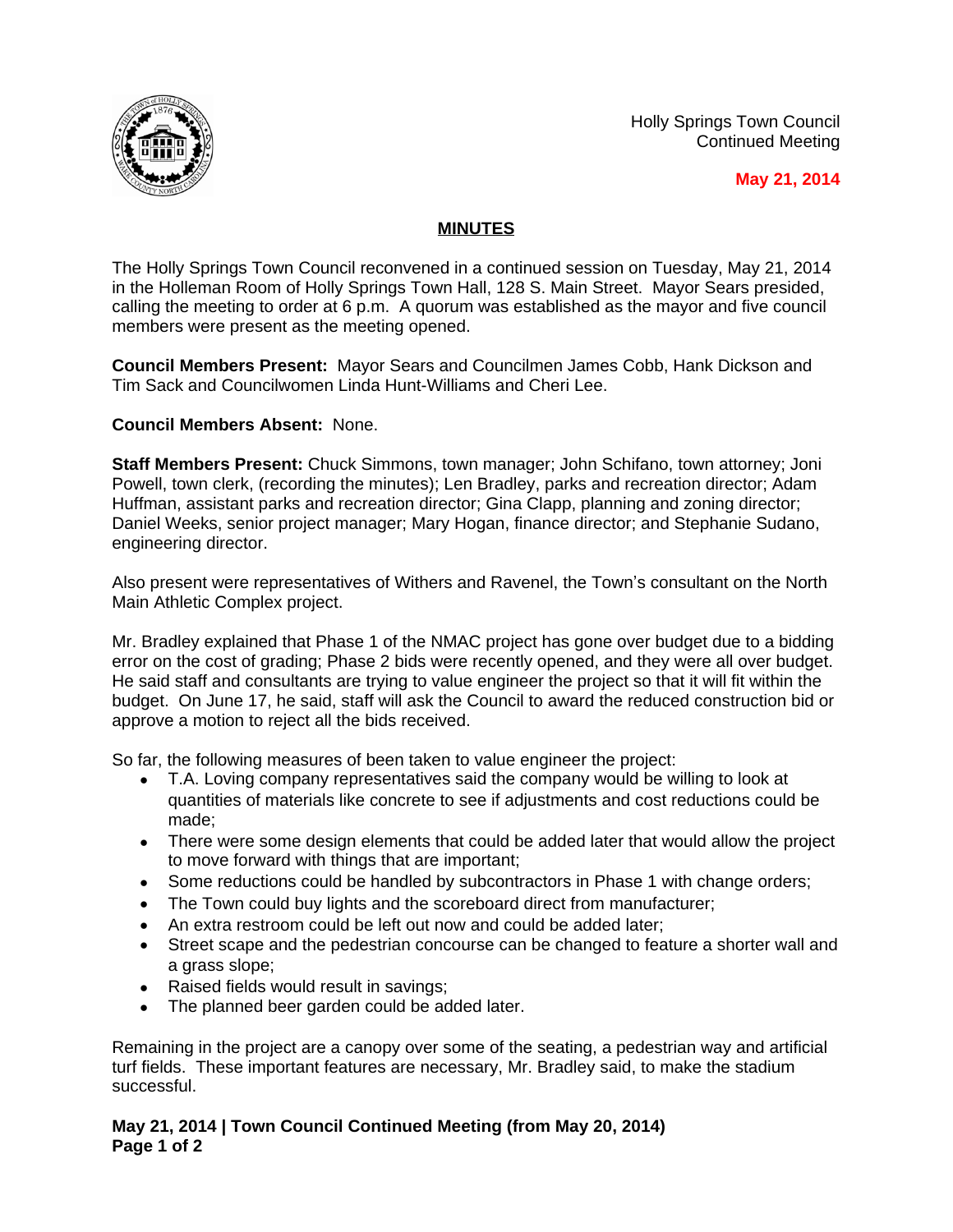Holly Springs Town Council
Continued Meeting

**May 21, 2014**

# MINUTES

The Holly Springs Town Council reconvened in a continued session on Tuesday, May 21, 2014 in the Holleman Room of Holly Springs Town Hall, 128 S. Main Street. Mayor Sears presided, calling the meeting to order at 6 p.m. A quorum was established as the mayor and five council members were present as the meeting opened.

**Council Members Present:** Mayor Sears and Councilmen James Cobb, Hank Dickson and Tim Sack and Councilwomen Linda Hunt-Williams and Cheri Lee.

**Council Members Absent:** None.

**Staff Members Present:** Chuck Simmons, town manager; John Schifano, town attorney; Joni Powell, town clerk, (recording the minutes); Len Bradley, parks and recreation director; Adam Huffman, assistant parks and recreation director; Gina Clapp, planning and zoning director; Daniel Weeks, senior project manager; Mary Hogan, finance director; and Stephanie Sudano, engineering director.

Also present were representatives of Withers and Ravenel, the Town's consultant on the North Main Athletic Complex project.

Mr. Bradley explained that Phase 1 of the NMAC project has gone over budget due to a bidding error on the cost of grading; Phase 2 bids were recently opened, and they were all over budget. He said staff and consultants are trying to value engineer the project so that it will fit within the budget. On June 17, he said, staff will ask the Council to award the reduced construction bid or approve a motion to reject all the bids received.

So far, the following measures of been taken to value engineer the project:

- T.A. Loving company representatives said the company would be willing to look at quantities of materials like concrete to see if adjustments and cost reductions could be made;
- There were some design elements that could be added later that would allow the project to move forward with things that are important;
- Some reductions could be handled by subcontractors in Phase 1 with change orders;
- The Town could buy lights and the scoreboard direct from manufacturer;
- An extra restroom could be left out now and could be added later;
- Street scape and the pedestrian concourse can be changed to feature a shorter wall and a grass slope;
- Raised fields would result in savings;
- The planned beer garden could be added later.

Remaining in the project are a canopy over some of the seating, a pedestrian way and artificial turf fields. These important features are necessary, Mr. Bradley said, to make the stadium successful.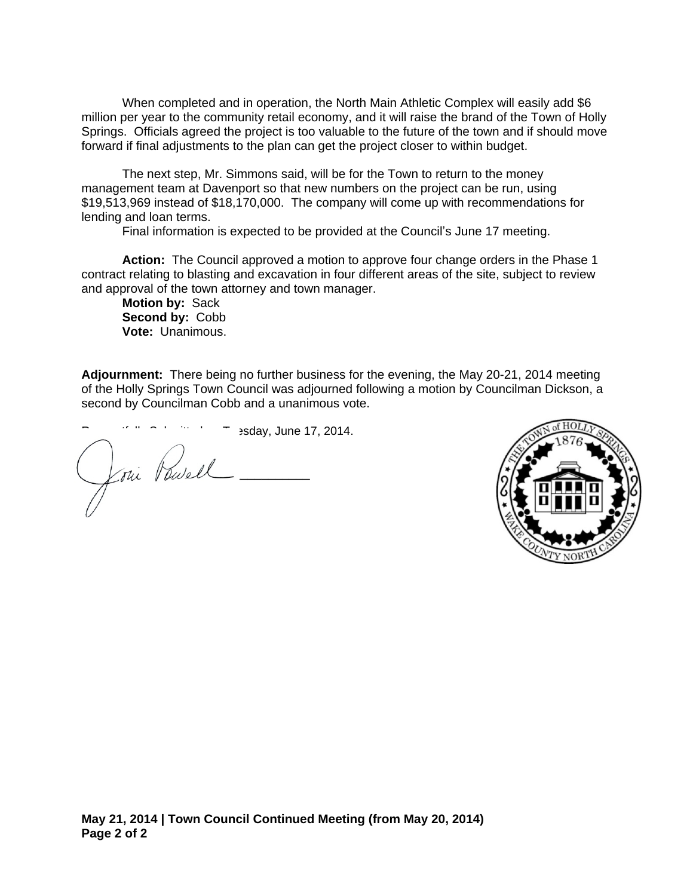When completed and in operation, the North Main Athletic Complex will easily add $6 million per year to the community retail economy, and it will raise the brand of the Town of Holly Springs. Officials agreed the project is too valuable to the future of the town and if should move forward if final adjustments to the plan can get the project closer to within budget.

The next step, Mr. Simmons said, will be for the Town to return to the money management team at Davenport so that new numbers on the project can be run, using $19,513,969 instead of $18,170,000. The company will come up with recommendations for lending and loan terms.

Final information is expected to be provided at the Council's June 17 meeting.

**Action:** The Council approved a motion to approve four change orders in the Phase 1 contract relating to blasting and excavation in four different areas of the site, subject to review and approval of the town attorney and town manager.

**Motion by:** Sack
**Second by:** Cobb
**Vote:** Unanimous.

**Adjournment:** There being no further business for the evening, the May 20-21, 2014 meeting of the Holly Springs Town Council was adjourned following a motion by Councilman Dickson, a second by Councilman Cobb and a unanimous vote.

Respectfully Submitted on Tuesday, June 17, 2014.

Joni Powell \_\_\_\_\_\_\_\_